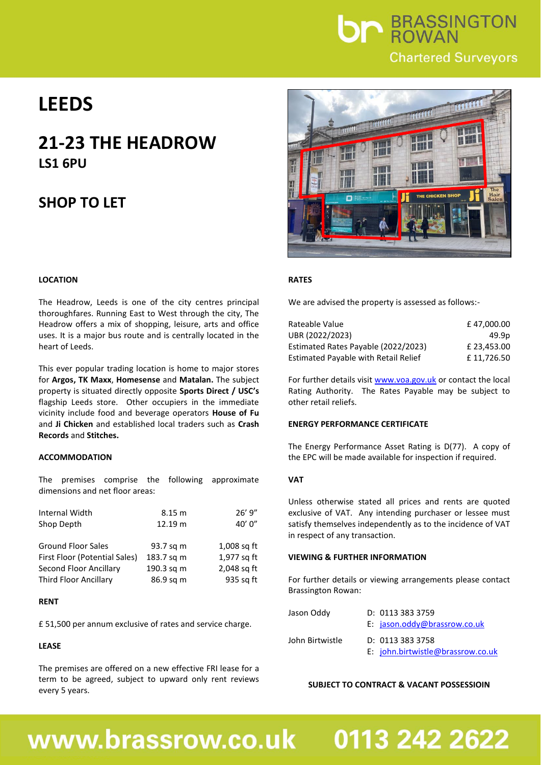BRASSINGTON ROWAN
Chartered Surveyors

# LEEDS

## 21-23 THE HEADROW
### LS1 6PU

## SHOP TO LET

### LOCATION

The Headrow, Leeds is one of the city centres principal thoroughfares. Running East to West through the city, The Headrow offers a mix of shopping, leisure, arts and office uses. It is a major bus route and is centrally located in the heart of Leeds.

This ever popular trading location is home to major stores for **Argos, TK Maxx**, **Homesense** and **Matalan.** The subject property is situated directly opposite **Sports Direct / USC's** flagship Leeds store. Other occupiers in the immediate vicinity include food and beverage operators **House of Fu** and **Ji Chicken** and established local traders such as **Crash Records** and **Stitches.**

### ACCOMMODATION

The premises comprise the following approximate dimensions and net floor areas:

| | | |
|---|---|---|
| Internal Width | 8.15 m | 26' 9" |
| Shop Depth | 12.19 m | 40' 0" |
| | | |
| Ground Floor Sales | 93.7 sq m | 1,008 sq ft |
| First Floor (Potential Sales) | 183.7 sq m | 1,977 sq ft |
| Second Floor Ancillary | 190.3 sq m | 2,048 sq ft |
| Third Floor Ancillary | 86.9 sq m | 935 sq ft |

### RENT

£ 51,500 per annum exclusive of rates and service charge.

### LEASE

The premises are offered on a new effective FRI lease for a term to be agreed, subject to upward only rent reviews every 5 years.

### RATES

We are advised the property is assessed as follows:-

| | |
|---|---|
| Rateable Value | £ 47,000.00 |
| UBR (2022/2023) | 49.9p |
| Estimated Rates Payable (2022/2023) | £ 23,453.00 |
| Estimated Payable with Retail Relief | £ 11,726.50 |

For further details visit www.voa.gov.uk or contact the local Rating Authority. The Rates Payable may be subject to other retail reliefs.

### ENERGY PERFORMANCE CERTIFICATE

The Energy Performance Asset Rating is D(77). A copy of the EPC will be made available for inspection if required.

### VAT

Unless otherwise stated all prices and rents are quoted exclusive of VAT. Any intending purchaser or lessee must satisfy themselves independently as to the incidence of VAT in respect of any transaction.

### VIEWING & FURTHER INFORMATION

For further details or viewing arrangements please contact Brassington Rowan:

| | |
|---|---|
| Jason Oddy | D: 0113 383 3759<br>E: jason.oddy@brassrow.co.uk |
| John Birtwistle | D: 0113 383 3758<br>E: john.birtwistle@brassrow.co.uk |

**SUBJECT TO CONTRACT & VACANT POSSESSIOIN**

**www.brassrow.co.uk 0113 242 2622**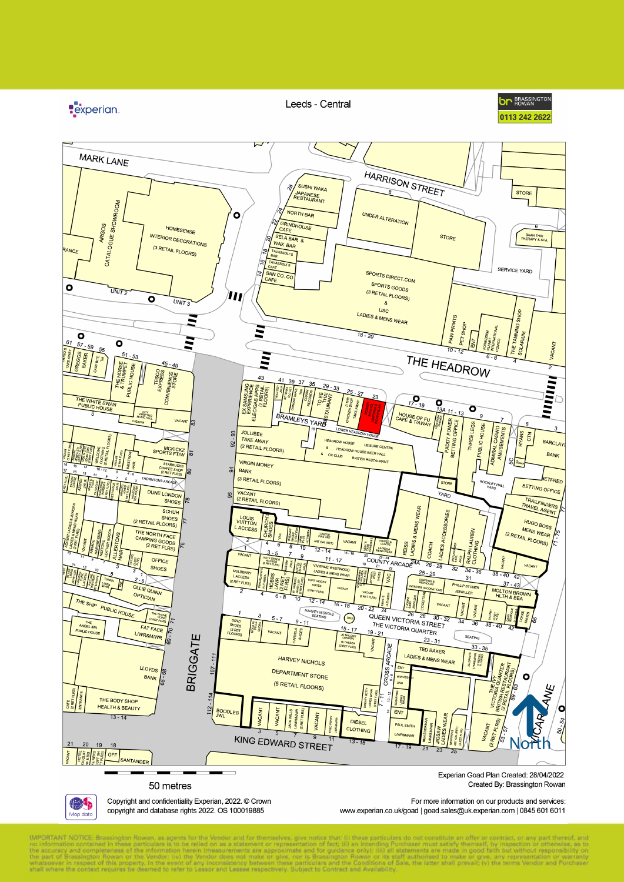Leeds - Central

0113 242 2622

50 metres

Experian Goad Plan Created: 28/04/2022
Created By: Brassington Rowan

Copyright and confidentiality Experian, 2022. © Crown copyright and database rights 2022. OS 100019885

For more information on our products and services:
www.experian.co.uk/goad | goad.sales@uk.experian.com | 0845 601 6011

IMPORTANT NOTICE: Brassington Rowan, as agents for the Vendor and for themselves, give notice that: (i) these particulars do not constitute an offer or contract, or any part thereof, and no information contained in these particulars is to be relied on as a statement or representation of fact; (ii) an intending Purchaser must satisfy themself, by inspection or otherwise, as to the accuracy and completeness of the information herein (measurements are approximate and for guidance only); (iii) all statements are made in good faith but without responsibility on the part of Brassington Rowan or the Vendor; (iv) the Vendor does not make or give, nor is Brassington Rowan or its staff authorised to make or give, any representation or warranty whatsoever in respect of this property. In the event of any inconsistency between these particulars and the Conditions of Sale, the latter shall prevail; (v) the terms Vendor and Purchaser shall where the context requires be deemed to refer to Lessor and Lessee respectively. Subject to Contract and Availability.